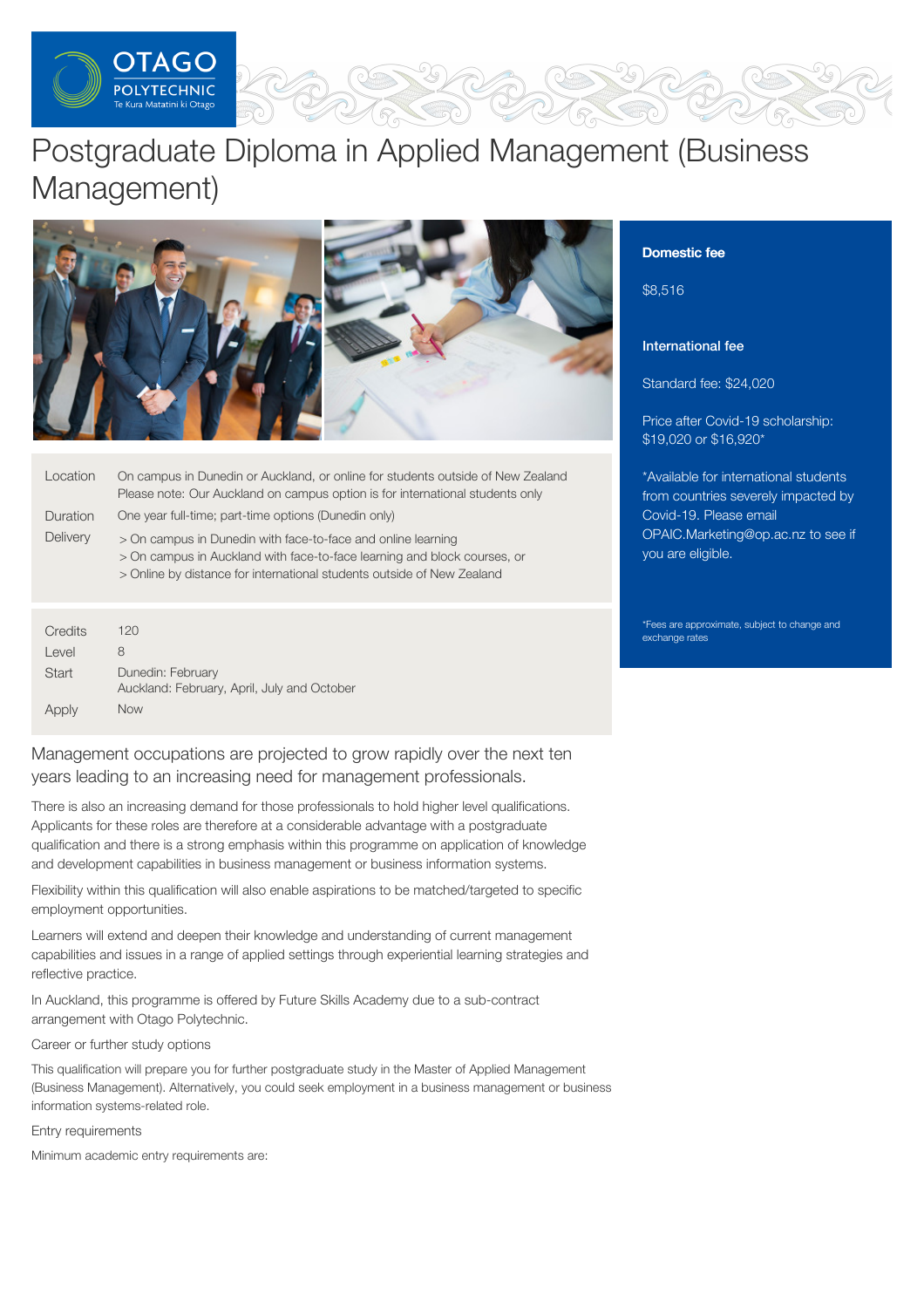# Postgraduate Diploma in Applied Management (Business Management)

| | |
|---|---|
| Location | On campus in Dunedin or Auckland, or online for students outside of New Zealand<br>Please note: Our Auckland on campus option is for international students only |
| Duration | One year full-time; part-time options (Dunedin only) |
| Delivery | > On campus in Dunedin with face-to-face and online learning<br>> On campus in Auckland with face-to-face learning and block courses, or<br>> Online by distance for international students outside of New Zealand |

| | |
|---|---|
| Credits | 120 |
| Level | 8 |
| Start | Dunedin: February<br>Auckland: February, April, July and October |
| Apply | Now |

**Domestic fee**

$8,516

**International fee**

Standard fee: $24,020

Price after Covid-19 scholarship: $19,020 or $16,920*

*Available for international students from countries severely impacted by Covid-19. Please email OPAIC.Marketing@op.ac.nz to see if you are eligible.

*Fees are approximate, subject to change and exchange rates

Management occupations are projected to grow rapidly over the next ten years leading to an increasing need for management professionals.

There is also an increasing demand for those professionals to hold higher level qualifications. Applicants for these roles are therefore at a considerable advantage with a postgraduate qualification and there is a strong emphasis within this programme on application of knowledge and development capabilities in business management or business information systems.

Flexibility within this qualification will also enable aspirations to be matched/targeted to specific employment opportunities.

Learners will extend and deepen their knowledge and understanding of current management capabilities and issues in a range of applied settings through experiential learning strategies and reflective practice.

In Auckland, this programme is offered by Future Skills Academy due to a sub-contract arrangement with Otago Polytechnic.

## Career or further study options

This qualification will prepare you for further postgraduate study in the Master of Applied Management (Business Management). Alternatively, you could seek employment in a business management or business information systems-related role.

## Entry requirements

Minimum academic entry requirements are: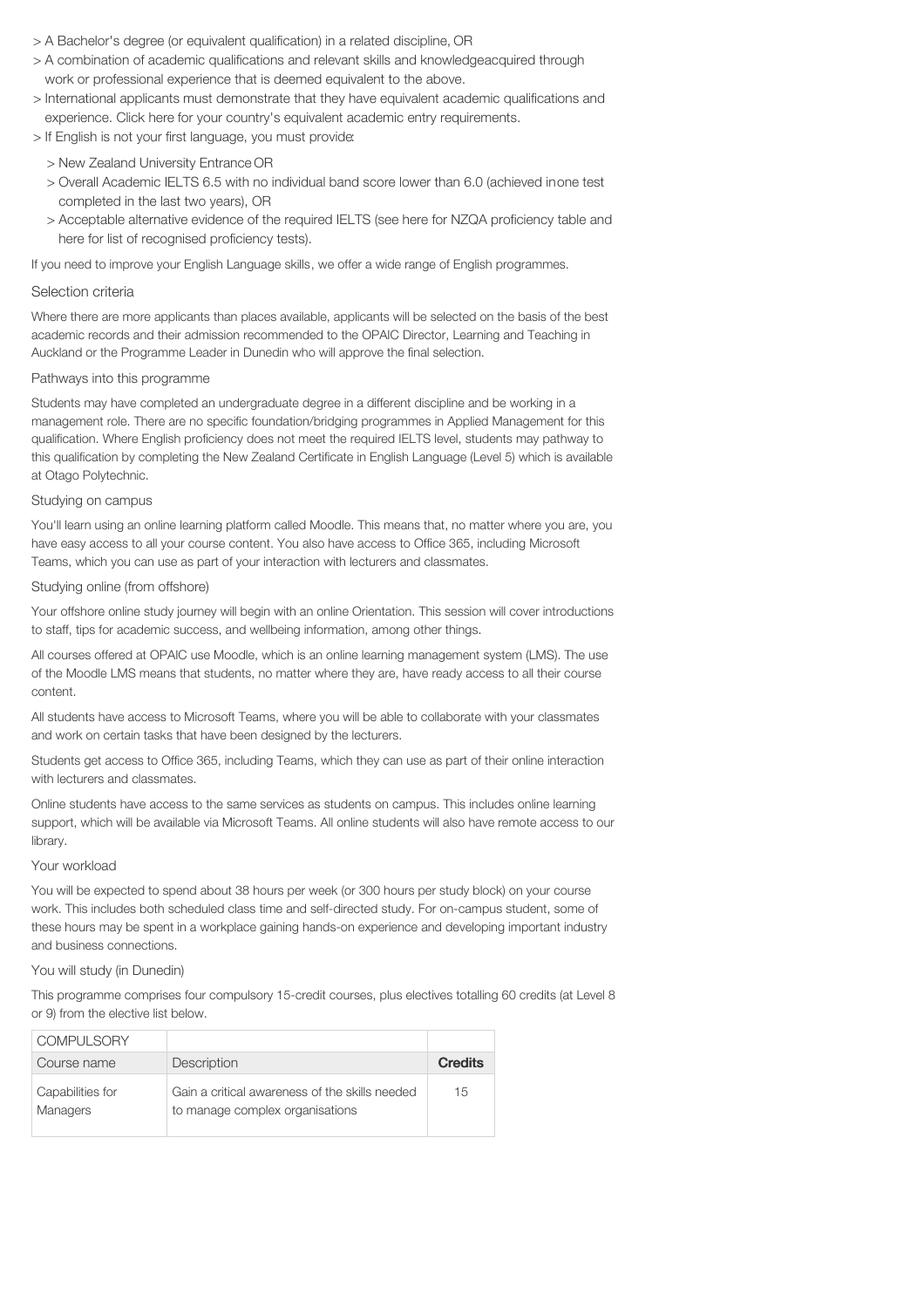- A Bachelor's degree (or equivalent qualification) in a related discipline, OR
- A combination of academic qualifications and relevant skills and knowledgeacquired through work or professional experience that is deemed equivalent to the above.
- International applicants must demonstrate that they have equivalent academic qualifications and experience. Click here for your country's equivalent academic entry requirements.
- If English is not your first language, you must provide:
  - New Zealand University Entrance OR
  - Overall Academic IELTS 6.5 with no individual band score lower than 6.0 (achieved inone test completed in the last two years), OR
  - Acceptable alternative evidence of the required IELTS (see here for NZQA proficiency table and here for list of recognised proficiency tests).

If you need to improve your English Language skills, we offer a wide range of English programmes.

### Selection criteria

Where there are more applicants than places available, applicants will be selected on the basis of the best academic records and their admission recommended to the OPAIC Director, Learning and Teaching in Auckland or the Programme Leader in Dunedin who will approve the final selection.

### Pathways into this programme

Students may have completed an undergraduate degree in a different discipline and be working in a management role. There are no specific foundation/bridging programmes in Applied Management for this qualification. Where English proficiency does not meet the required IELTS level, students may pathway to this qualification by completing the New Zealand Certificate in English Language (Level 5) which is available at Otago Polytechnic.

### Studying on campus

You'll learn using an online learning platform called Moodle. This means that, no matter where you are, you have easy access to all your course content. You also have access to Office 365, including Microsoft Teams, which you can use as part of your interaction with lecturers and classmates.

### Studying online (from offshore)

Your offshore online study journey will begin with an online Orientation. This session will cover introductions to staff, tips for academic success, and wellbeing information, among other things.

All courses offered at OPAIC use Moodle, which is an online learning management system (LMS). The use of the Moodle LMS means that students, no matter where they are, have ready access to all their course content.

All students have access to Microsoft Teams, where you will be able to collaborate with your classmates and work on certain tasks that have been designed by the lecturers.

Students get access to Office 365, including Teams, which they can use as part of their online interaction with lecturers and classmates.

Online students have access to the same services as students on campus. This includes online learning support, which will be available via Microsoft Teams. All online students will also have remote access to our library.

### Your workload

You will be expected to spend about 38 hours per week (or 300 hours per study block) on your course work. This includes both scheduled class time and self-directed study. For on-campus student, some of these hours may be spent in a workplace gaining hands-on experience and developing important industry and business connections.

### You will study (in Dunedin)

This programme comprises four compulsory 15-credit courses, plus electives totalling 60 credits (at Level 8 or 9) from the elective list below.

| COMPULSORY | | |
|---|---|---|
| Course name | Description | **Credits** |
| Capabilities for Managers | Gain a critical awareness of the skills needed to manage complex organisations | 15 |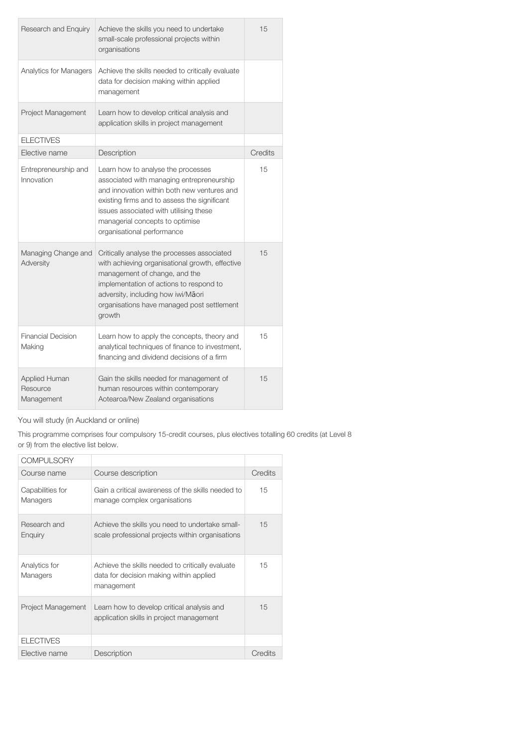| | | |
|---|---|---|
| Research and Enquiry | Achieve the skills you need to undertake small-scale professional projects within organisations | 15 |
| Analytics for Managers | Achieve the skills needed to critically evaluate data for decision making within applied management | |
| Project Management | Learn how to develop critical analysis and application skills in project management | |

| ELECTIVES | | |
|---|---|---|
| Elective name | Description | Credits |
| Entrepreneurship and Innovation | Learn how to analyse the processes associated with managing entrepreneurship and innovation within both new ventures and existing firms and to assess the significant issues associated with utilising these managerial concepts to optimise organisational performance | 15 |
| Managing Change and Adversity | Critically analyse the processes associated with achieving organisational growth, effective management of change, and the implementation of actions to respond to adversity, including how iwi/Māori organisations have managed post settlement growth | 15 |
| Financial Decision Making | Learn how to apply the concepts, theory and analytical techniques of finance to investment, financing and dividend decisions of a firm | 15 |
| Applied Human Resource Management | Gain the skills needed for management of human resources within contemporary Aotearoa/New Zealand organisations | 15 |

You will study (in Auckland or online)

This programme comprises four compulsory 15-credit courses, plus electives totalling 60 credits (at Level 8 or 9) from the elective list below.

| COMPULSORY | | |
|---|---|---|
| Course name | Course description | Credits |
| Capabilities for Managers | Gain a critical awareness of the skills needed to manage complex organisations | 15 |
| Research and Enquiry | Achieve the skills you need to undertake small-scale professional projects within organisations | 15 |
| Analytics for Managers | Achieve the skills needed to critically evaluate data for decision making within applied management | 15 |
| Project Management | Learn how to develop critical analysis and application skills in project management | 15 |
| ELECTIVES | | |
| Elective name | Description | Credits |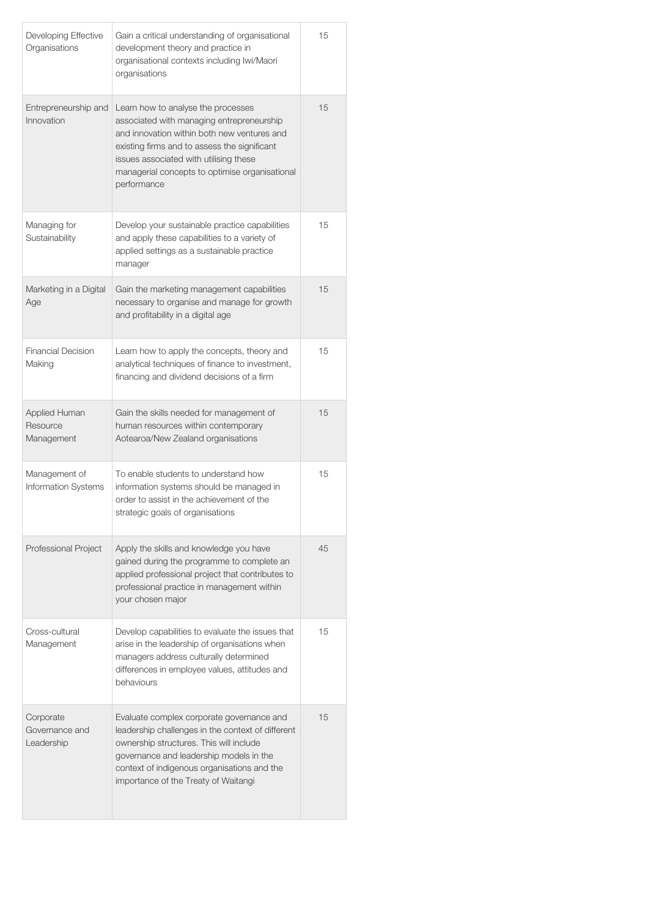| | | |
|---|---|---|
| Developing Effective Organisations | Gain a critical understanding of organisational development theory and practice in organisational contexts including Iwi/Maori organisations | 15 |
| Entrepreneurship and Innovation | Learn how to analyse the processes associated with managing entrepreneurship and innovation within both new ventures and existing firms and to assess the significant issues associated with utilising these managerial concepts to optimise organisational performance | 15 |
| Managing for Sustainability | Develop your sustainable practice capabilities and apply these capabilities to a variety of applied settings as a sustainable practice manager | 15 |
| Marketing in a Digital Age | Gain the marketing management capabilities necessary to organise and manage for growth and profitability in a digital age | 15 |
| Financial Decision Making | Learn how to apply the concepts, theory and analytical techniques of finance to investment, financing and dividend decisions of a firm | 15 |
| Applied Human Resource Management | Gain the skills needed for management of human resources within contemporary Aotearoa/New Zealand organisations | 15 |
| Management of Information Systems | To enable students to understand how information systems should be managed in order to assist in the achievement of the strategic goals of organisations | 15 |
| Professional Project | Apply the skills and knowledge you have gained during the programme to complete an applied professional project that contributes to professional practice in management within your chosen major | 45 |
| Cross-cultural Management | Develop capabilities to evaluate the issues that arise in the leadership of organisations when managers address culturally determined differences in employee values, attitudes and behaviours | 15 |
| Corporate Governance and Leadership | Evaluate complex corporate governance and leadership challenges in the context of different ownership structures. This will include governance and leadership models in the context of indigenous organisations and the importance of the Treaty of Waitangi | 15 |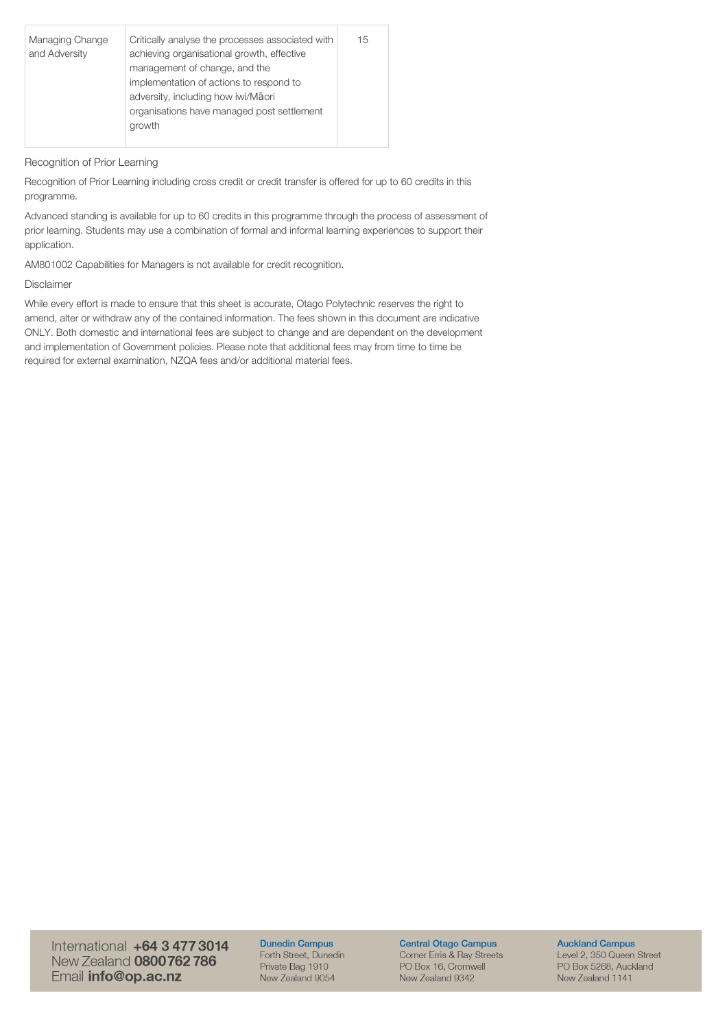| | | |
|---|---|---|
| Managing Change and Adversity | Critically analyse the processes associated with achieving organisational growth, effective management of change, and the implementation of actions to respond to adversity, including how iwi/Māori organisations have managed post settlement growth | 15 |

Recognition of Prior Learning

Recognition of Prior Learning including cross credit or credit transfer is offered for up to 60 credits in this programme.

Advanced standing is available for up to 60 credits in this programme through the process of assessment of prior learning. Students may use a combination of formal and informal learning experiences to support their application.

AM801002 Capabilities for Managers is not available for credit recognition.

Disclaimer

While every effort is made to ensure that this sheet is accurate, Otago Polytechnic reserves the right to amend, alter or withdraw any of the contained information. The fees shown in this document are indicative ONLY. Both domestic and international fees are subject to change and are dependent on the development and implementation of Government policies. Please note that additional fees may from time to time be required for external examination, NZQA fees and/or additional material fees.

International **+64 3 477 3014**
New Zealand **0800 762 786**
Email **info@op.ac.nz**

**Dunedin Campus**
Forth Street, Dunedin
Private Bag 1910
New Zealand 9054

**Central Otago Campus**
Corner Erris & Ray Streets
PO Box 16, Cromwell
New Zealand 9342

**Auckland Campus**
Level 2, 350 Queen Street
PO Box 5268, Auckland
New Zealand 1141